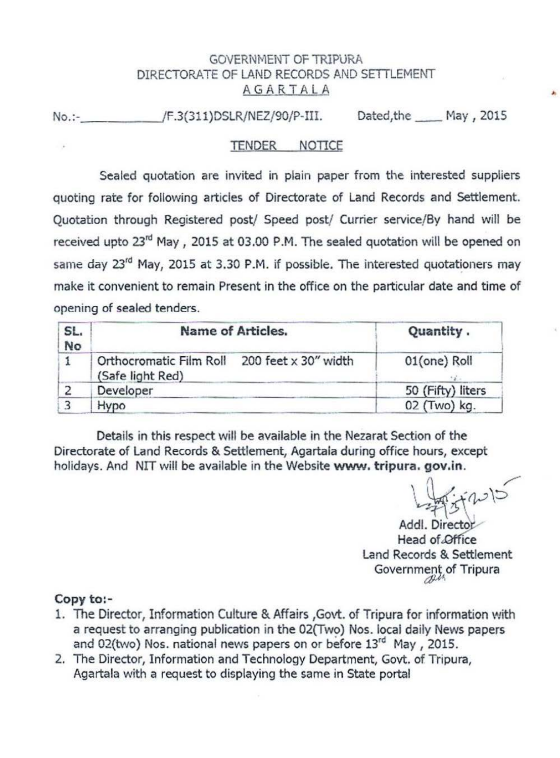GOVERNMENT OF TRIPURA
DIRECTORATE OF LAND RECORDS AND SETTLEMENT
AGARTALA

No.:-\_\_\_\_\_\_\_\_\_\_\_\_/F.3(311)DSLR/NEZ/90/P-III. Dated,the \_\_\_\_ May , 2015

## TENDER NOTICE

Sealed quotation are invited in plain paper from the interested suppliers quoting rate for following articles of Directorate of Land Records and Settlement. Quotation through Registered post/ Speed post/ Currier service/By hand will be received upto 23rd May , 2015 at 03.00 P.M. The sealed quotation will be opened on same day 23rd May, 2015 at 3.30 P.M. if possible. The interested quotationers may make it convenient to remain Present in the office on the particular date and time of opening of sealed tenders.

| SL. No | Name of Articles. | Quantity . |
|---|---|---|
| 1 | Orthocromatic Film Roll 200 feet x 30" width (Safe light Red) | 01(one) Roll |
| 2 | Developer | 50 (Fifty) liters |
| 3 | Hypo | 02 (Two) kg. |

Details in this respect will be available in the Nezarat Section of the Directorate of Land Records & Settlement, Agartala during office hours, except holidays. And NIT will be available in the Website **www. tripura. gov.in**.

Addl. Director
Head of Office
Land Records & Settlement
Government of Tripura

**Copy to:-**

1. The Director, Information Culture & Affairs ,Govt. of Tripura for information with a request to arranging publication in the 02(Two) Nos. local daily News papers and 02(two) Nos. national news papers on or before 13rd May , 2015.
2. The Director, Information and Technology Department, Govt. of Tripura, Agartala with a request to displaying the same in State portal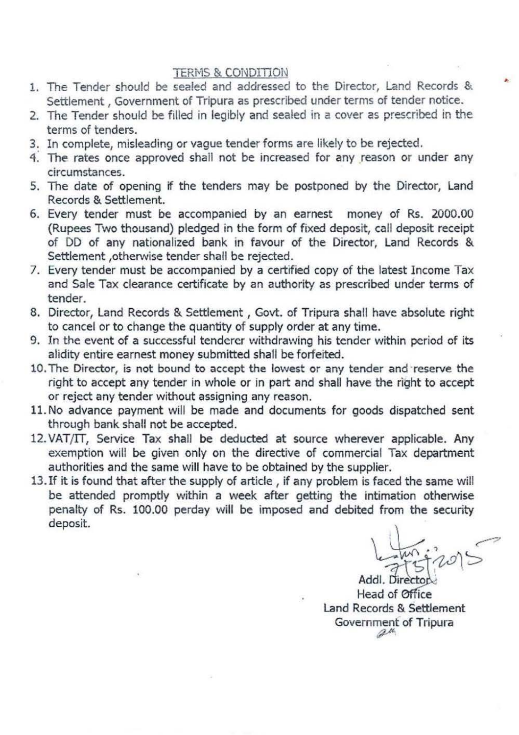## TERMS & CONDITION

1. The Tender should be sealed and addressed to the Director, Land Records & Settlement , Government of Tripura as prescribed under terms of tender notice.
2. The Tender should be filled in legibly and sealed in a cover as prescribed in the terms of tenders.
3. In complete, misleading or vague tender forms are likely to be rejected.
4. The rates once approved shall not be increased for any reason or under any circumstances.
5. The date of opening if the tenders may be postponed by the Director, Land Records & Settlement.
6. Every tender must be accompanied by an earnest money of Rs. 2000.00 (Rupees Two thousand) pledged in the form of fixed deposit, call deposit receipt of DD of any nationalized bank in favour of the Director, Land Records & Settlement ,otherwise tender shall be rejected.
7. Every tender must be accompanied by a certified copy of the latest Income Tax and Sale Tax clearance certificate by an authority as prescribed under terms of tender.
8. Director, Land Records & Settlement , Govt. of Tripura shall have absolute right to cancel or to change the quantity of supply order at any time.
9. In the event of a successful tenderer withdrawing his tender within period of its alidity entire earnest money submitted shall be forfeited.
10. The Director, is not bound to accept the lowest or any tender and reserve the right to accept any tender in whole or in part and shall have the right to accept or reject any tender without assigning any reason.
11. No advance payment will be made and documents for goods dispatched sent through bank shall not be accepted.
12. VAT/IT, Service Tax shall be deducted at source wherever applicable. Any exemption will be given only on the directive of commercial Tax department authorities and the same will have to be obtained by the supplier.
13. If it is found that after the supply of article , if any problem is faced the same will be attended promptly within a week after getting the intimation otherwise penalty of Rs. 100.00 perday will be imposed and debited from the security deposit.

7/5/2015

Addl. Director
Head of Office
Land Records & Settlement
Government of Tripura